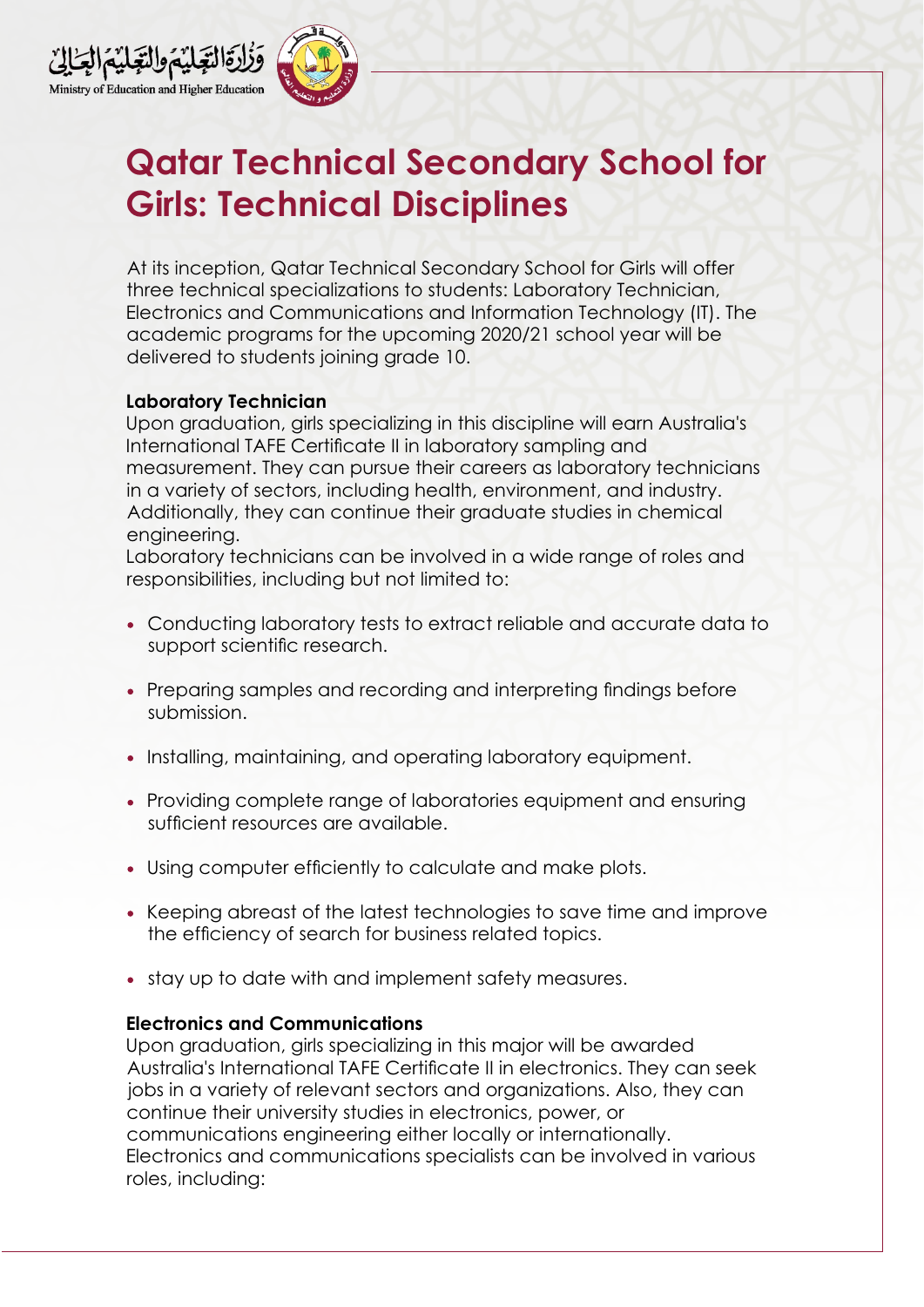وَزَارَةُ التَّعْلِيمِ وَالتَّعْلِيمِ العَالِي

Ministry of Education and Higher Education

# Qatar Technical Secondary School for Girls: Technical Disciplines

At its inception, Qatar Technical Secondary School for Girls will offer three technical specializations to students: Laboratory Technician, Electronics and Communications and Information Technology (IT). The academic programs for the upcoming 2020/21 school year will be delivered to students joining grade 10.

**Laboratory Technician**

Upon graduation, girls specializing in this discipline will earn Australia's International TAFE Certificate II in laboratory sampling and measurement. They can pursue their careers as laboratory technicians in a variety of sectors, including health, environment, and industry. Additionally, they can continue their graduate studies in chemical engineering.

Laboratory technicians can be involved in a wide range of roles and responsibilities, including but not limited to:

- Conducting laboratory tests to extract reliable and accurate data to support scientific research.
- Preparing samples and recording and interpreting findings before submission.
- Installing, maintaining, and operating laboratory equipment.
- Providing complete range of laboratories equipment and ensuring sufficient resources are available.
- Using computer efficiently to calculate and make plots.
- Keeping abreast of the latest technologies to save time and improve the efficiency of search for business related topics.
- stay up to date with and implement safety measures.

**Electronics and Communications**

Upon graduation, girls specializing in this major will be awarded Australia's International TAFE Certificate II in electronics. They can seek jobs in a variety of relevant sectors and organizations. Also, they can continue their university studies in electronics, power, or communications engineering either locally or internationally.

Electronics and communications specialists can be involved in various roles, including: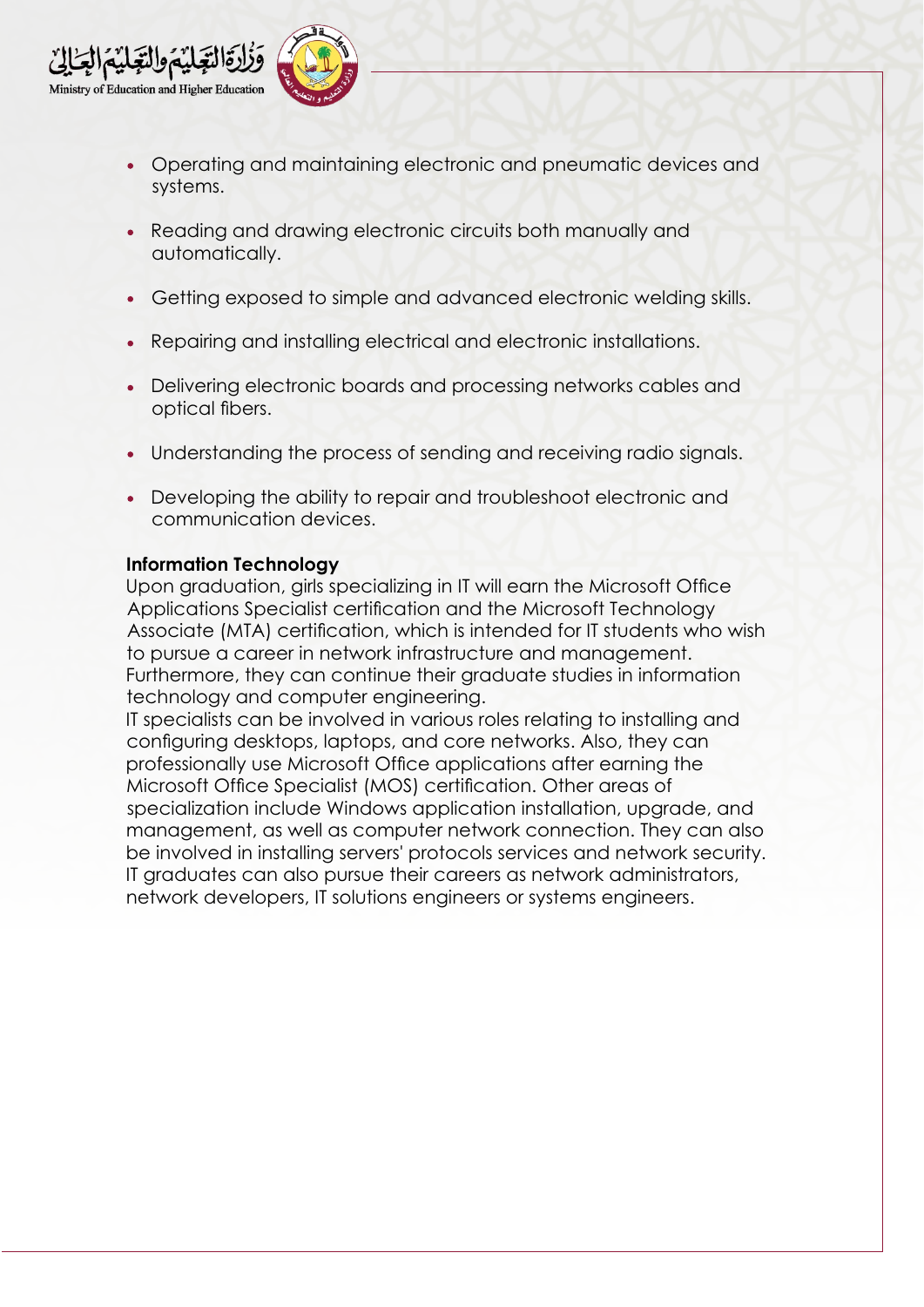- Operating and maintaining electronic and pneumatic devices and systems.
- Reading and drawing electronic circuits both manually and automatically.
- Getting exposed to simple and advanced electronic welding skills.
- Repairing and installing electrical and electronic installations.
- Delivering electronic boards and processing networks cables and optical fibers.
- Understanding the process of sending and receiving radio signals.
- Developing the ability to repair and troubleshoot electronic and communication devices.

**Information Technology**

Upon graduation, girls specializing in IT will earn the Microsoft Office Applications Specialist certification and the Microsoft Technology Associate (MTA) certification, which is intended for IT students who wish to pursue a career in network infrastructure and management. Furthermore, they can continue their graduate studies in information technology and computer engineering.

IT specialists can be involved in various roles relating to installing and configuring desktops, laptops, and core networks. Also, they can professionally use Microsoft Office applications after earning the Microsoft Office Specialist (MOS) certification. Other areas of specialization include Windows application installation, upgrade, and management, as well as computer network connection. They can also be involved in installing servers' protocols services and network security. IT graduates can also pursue their careers as network administrators, network developers, IT solutions engineers or systems engineers.